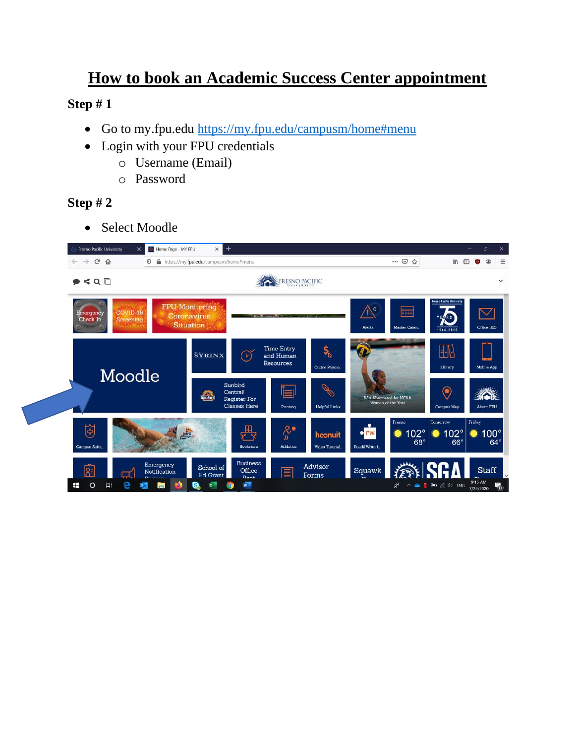# How to book an Academic Success Center appointment

**Step # 1**

- Go to my.fpu.edu https://my.fpu.edu/campusm/home#menu
- Login with your FPU credentials
  - Username (Email)
  - Password

**Step # 2**

- Select Moodle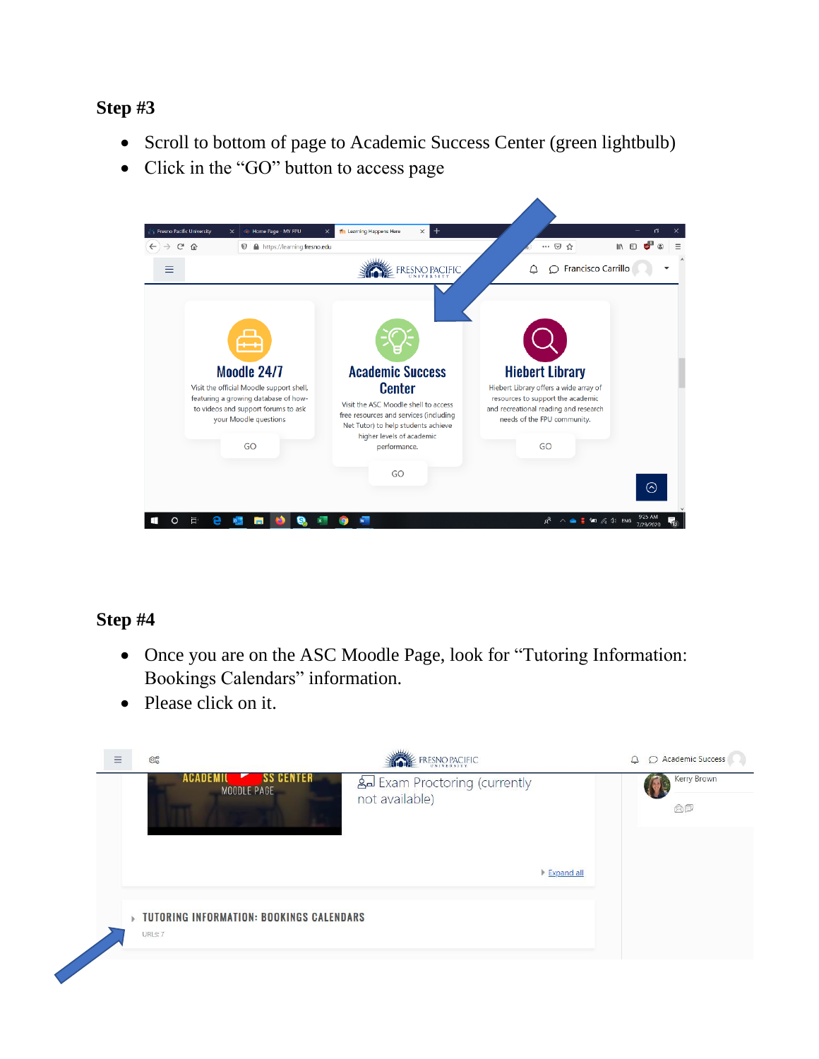**Step #3**

- Scroll to bottom of page to Academic Success Center (green lightbulb)
- Click in the "GO" button to access page

**Step #4**

- Once you are on the ASC Moodle Page, look for "Tutoring Information: Bookings Calendars" information.
- Please click on it.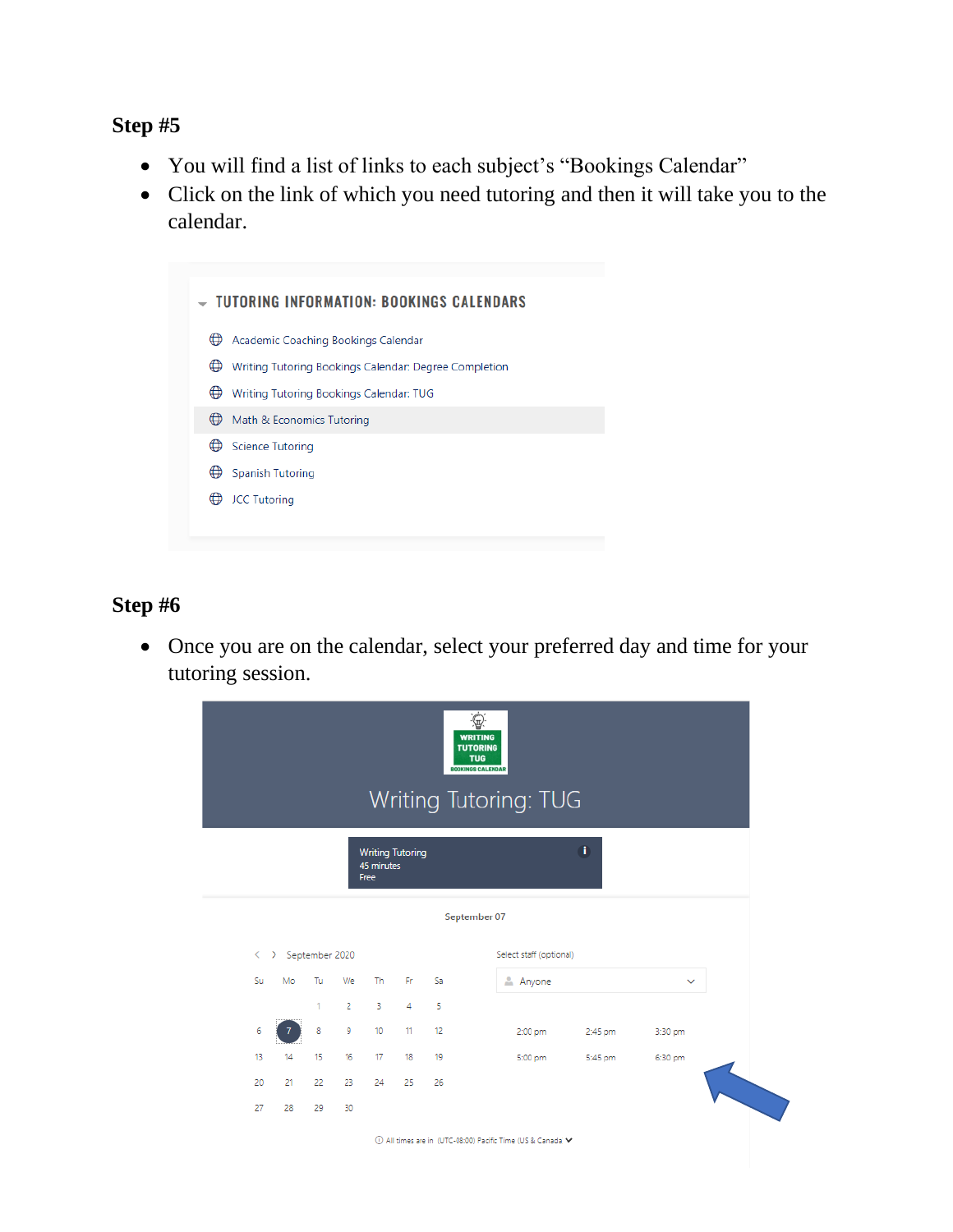## Step #5

- You will find a list of links to each subject's "Bookings Calendar"
- Click on the link of which you need tutoring and then it will take you to the calendar.

TUTORING INFORMATION: BOOKINGS CALENDARS

- Academic Coaching Bookings Calendar
- Writing Tutoring Bookings Calendar: Degree Completion
- Writing Tutoring Bookings Calendar: TUG
- Math & Economics Tutoring
- Science Tutoring
- Spanish Tutoring
- JCC Tutoring

## Step #6

- Once you are on the calendar, select your preferred day and time for your tutoring session.

WRITING TUTORING TUG BOOKINGS CALENDAR

Writing Tutoring: TUG

Writing Tutoring
45 minutes
Free

September 07

September 2020

| Su | Mo | Tu | We | Th | Fr | Sa |
|---|---|---|---|---|---|---|
| | | 1 | 2 | 3 | 4 | 5 |
| 6 | 7 | 8 | 9 | 10 | 11 | 12 |
| 13 | 14 | 15 | 16 | 17 | 18 | 19 |
| 20 | 21 | 22 | 23 | 24 | 25 | 26 |
| 27 | 28 | 29 | 30 | | | |

Select staff (optional)

Anyone

| | | |
|---|---|---|
| 2:00 pm | 2:45 pm | 3:30 pm |
| 5:00 pm | 5:45 pm | 6:30 pm |

All times are in (UTC-08:00) Pacific Time (US & Canada)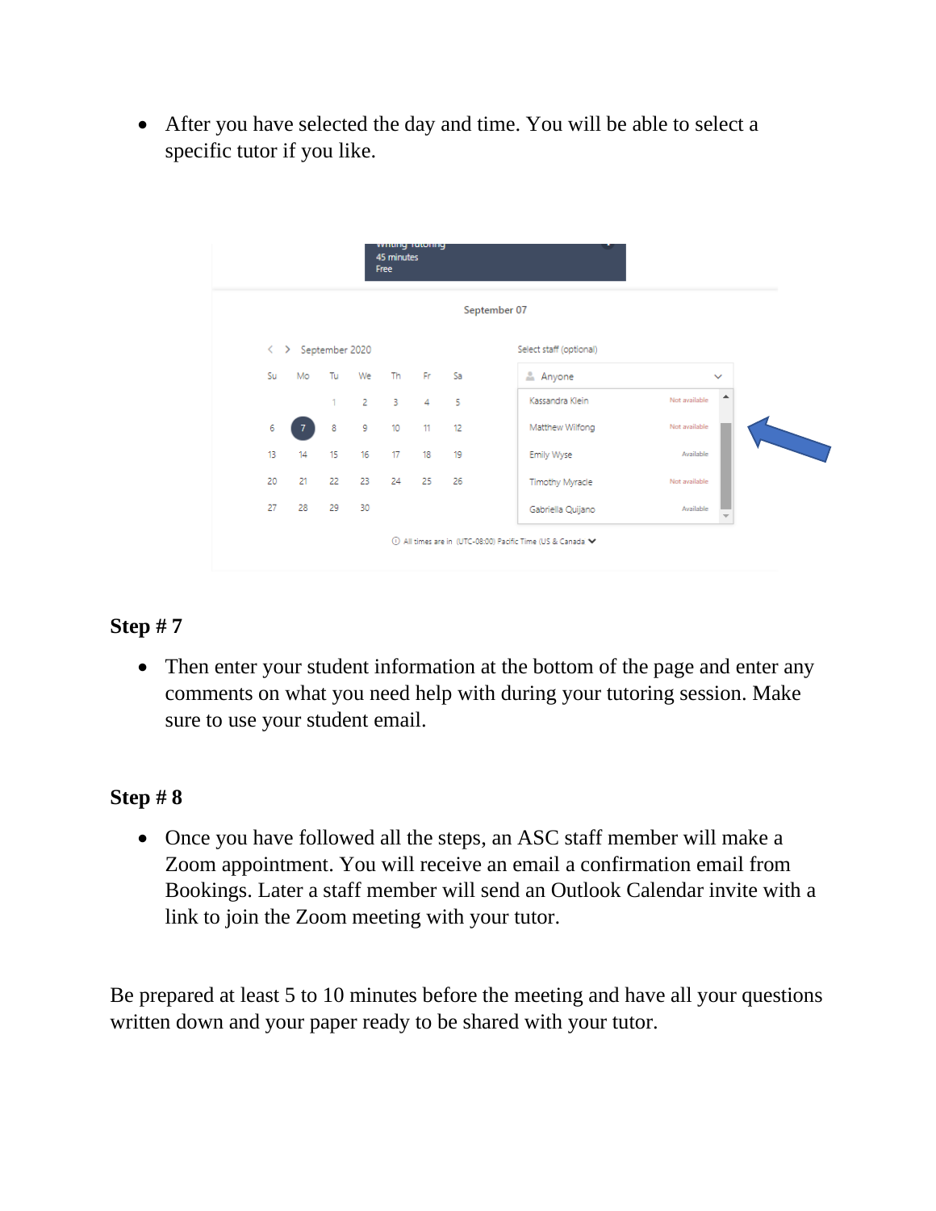- After you have selected the day and time. You will be able to select a specific tutor if you like.

### Step # 7

- Then enter your student information at the bottom of the page and enter any comments on what you need help with during your tutoring session. Make sure to use your student email.

### Step # 8

- Once you have followed all the steps, an ASC staff member will make a Zoom appointment. You will receive an email a confirmation email from Bookings. Later a staff member will send an Outlook Calendar invite with a link to join the Zoom meeting with your tutor.

Be prepared at least 5 to 10 minutes before the meeting and have all your questions written down and your paper ready to be shared with your tutor.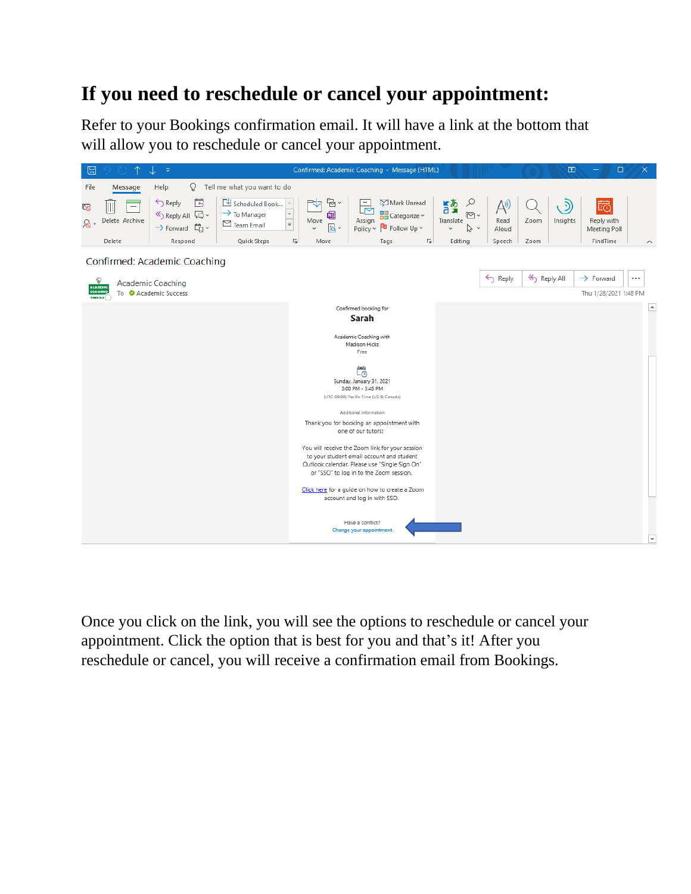# If you need to reschedule or cancel your appointment:

Refer to your Bookings confirmation email. It will have a link at the bottom that will allow you to reschedule or cancel your appointment.

Once you click on the link, you will see the options to reschedule or cancel your appointment. Click the option that is best for you and that's it! After you reschedule or cancel, you will receive a confirmation email from Bookings.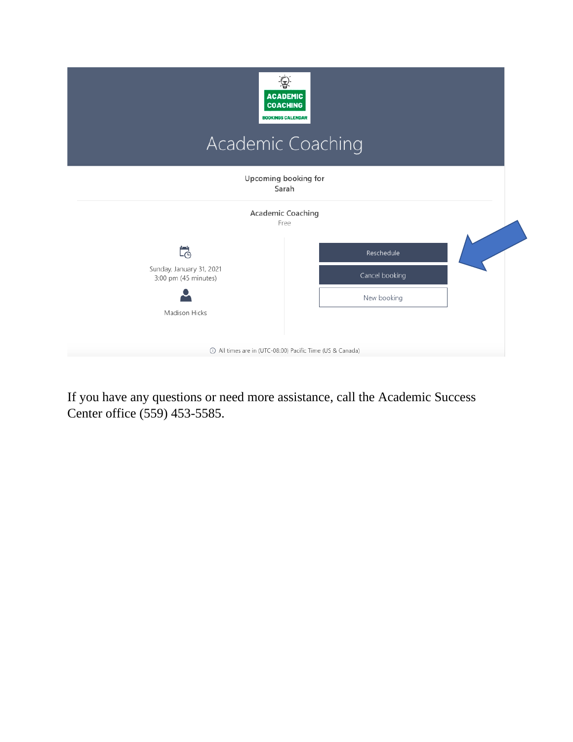ACADEMIC COACHING

BOOKINGS CALENDAR

Academic Coaching

Upcoming booking for
Sarah

Academic Coaching
Free

Sunday, January 31, 2021
3:00 pm (45 minutes)

Madison Hicks

Reschedule

Cancel booking

New booking

All times are in (UTC-08:00) Pacific Time (US & Canada)

If you have any questions or need more assistance, call the Academic Success Center office (559) 453-5585.